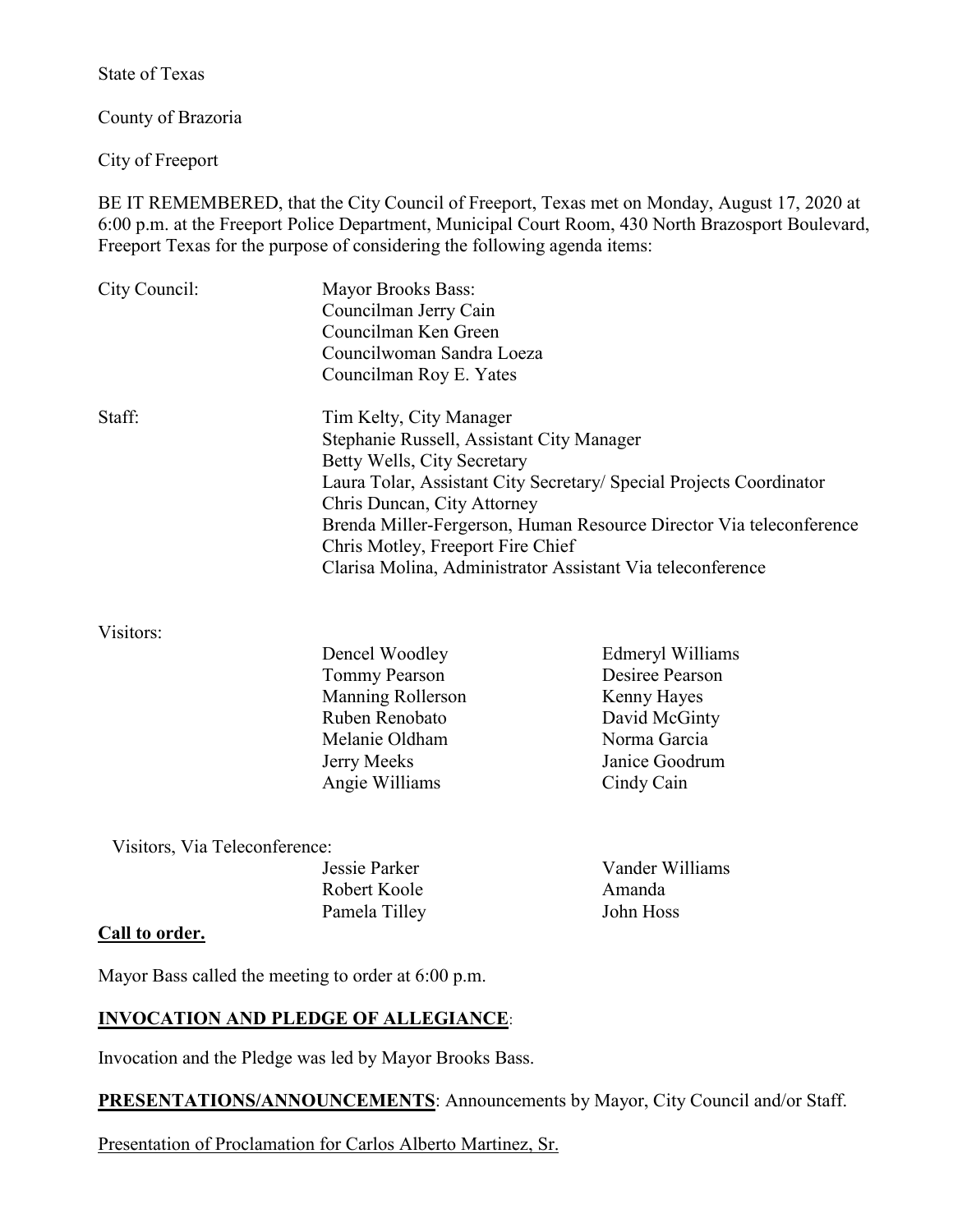State of Texas

County of Brazoria

City of Freeport

BE IT REMEMBERED, that the City Council of Freeport, Texas met on Monday, August 17, 2020 at 6:00 p.m. at the Freeport Police Department, Municipal Court Room, 430 North Brazosport Boulevard, Freeport Texas for the purpose of considering the following agenda items:

City Council:

Mayor Brooks Bass:
Councilman Jerry Cain
Councilman Ken Green
Councilwoman Sandra Loeza
Councilman Roy E. Yates

Staff:

Tim Kelty, City Manager
Stephanie Russell, Assistant City Manager
Betty Wells, City Secretary
Laura Tolar, Assistant City Secretary/ Special Projects Coordinator
Chris Duncan, City Attorney
Brenda Miller-Fergerson, Human Resource Director Via teleconference
Chris Motley, Freeport Fire Chief
Clarisa Molina, Administrator Assistant Via teleconference

Visitors:

Dencel Woodley
Tommy Pearson
Manning Rollerson
Ruben Renobato
Melanie Oldham
Jerry Meeks
Angie Williams
Edmeryl Williams
Desiree Pearson
Kenny Hayes
David McGinty
Norma Garcia
Janice Goodrum
Cindy Cain

Visitors, Via Teleconference:

Jessie Parker
Robert Koole
Pamela Tilley
Vander Williams
Amanda
John Hoss

**Call to order.**

Mayor Bass called the meeting to order at 6:00 p.m.

**INVOCATION AND PLEDGE OF ALLEGIANCE**:

Invocation and the Pledge was led by Mayor Brooks Bass.

**PRESENTATIONS/ANNOUNCEMENTS**: Announcements by Mayor, City Council and/or Staff.

Presentation of Proclamation for Carlos Alberto Martinez, Sr.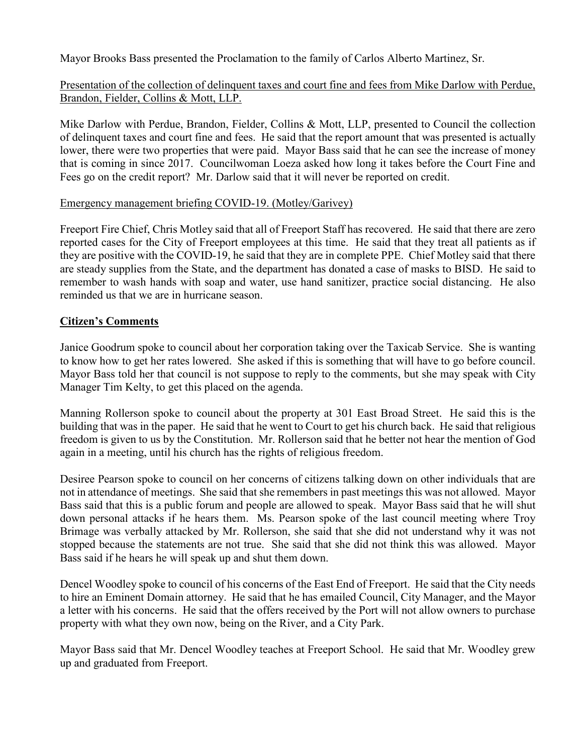Mayor Brooks Bass presented the Proclamation to the family of Carlos Alberto Martinez, Sr.

Presentation of the collection of delinquent taxes and court fine and fees from Mike Darlow with Perdue, Brandon, Fielder, Collins & Mott, LLP.

Mike Darlow with Perdue, Brandon, Fielder, Collins & Mott, LLP, presented to Council the collection of delinquent taxes and court fine and fees. He said that the report amount that was presented is actually lower, there were two properties that were paid. Mayor Bass said that he can see the increase of money that is coming in since 2017. Councilwoman Loeza asked how long it takes before the Court Fine and Fees go on the credit report? Mr. Darlow said that it will never be reported on credit.

Emergency management briefing COVID-19. (Motley/Garivey)

Freeport Fire Chief, Chris Motley said that all of Freeport Staff has recovered. He said that there are zero reported cases for the City of Freeport employees at this time. He said that they treat all patients as if they are positive with the COVID-19, he said that they are in complete PPE. Chief Motley said that there are steady supplies from the State, and the department has donated a case of masks to BISD. He said to remember to wash hands with soap and water, use hand sanitizer, practice social distancing. He also reminded us that we are in hurricane season.

## Citizen's Comments

Janice Goodrum spoke to council about her corporation taking over the Taxicab Service. She is wanting to know how to get her rates lowered. She asked if this is something that will have to go before council. Mayor Bass told her that council is not suppose to reply to the comments, but she may speak with City Manager Tim Kelty, to get this placed on the agenda.

Manning Rollerson spoke to council about the property at 301 East Broad Street. He said this is the building that was in the paper. He said that he went to Court to get his church back. He said that religious freedom is given to us by the Constitution. Mr. Rollerson said that he better not hear the mention of God again in a meeting, until his church has the rights of religious freedom.

Desiree Pearson spoke to council on her concerns of citizens talking down on other individuals that are not in attendance of meetings. She said that she remembers in past meetings this was not allowed. Mayor Bass said that this is a public forum and people are allowed to speak. Mayor Bass said that he will shut down personal attacks if he hears them. Ms. Pearson spoke of the last council meeting where Troy Brimage was verbally attacked by Mr. Rollerson, she said that she did not understand why it was not stopped because the statements are not true. She said that she did not think this was allowed. Mayor Bass said if he hears he will speak up and shut them down.

Dencel Woodley spoke to council of his concerns of the East End of Freeport. He said that the City needs to hire an Eminent Domain attorney. He said that he has emailed Council, City Manager, and the Mayor a letter with his concerns. He said that the offers received by the Port will not allow owners to purchase property with what they own now, being on the River, and a City Park.

Mayor Bass said that Mr. Dencel Woodley teaches at Freeport School. He said that Mr. Woodley grew up and graduated from Freeport.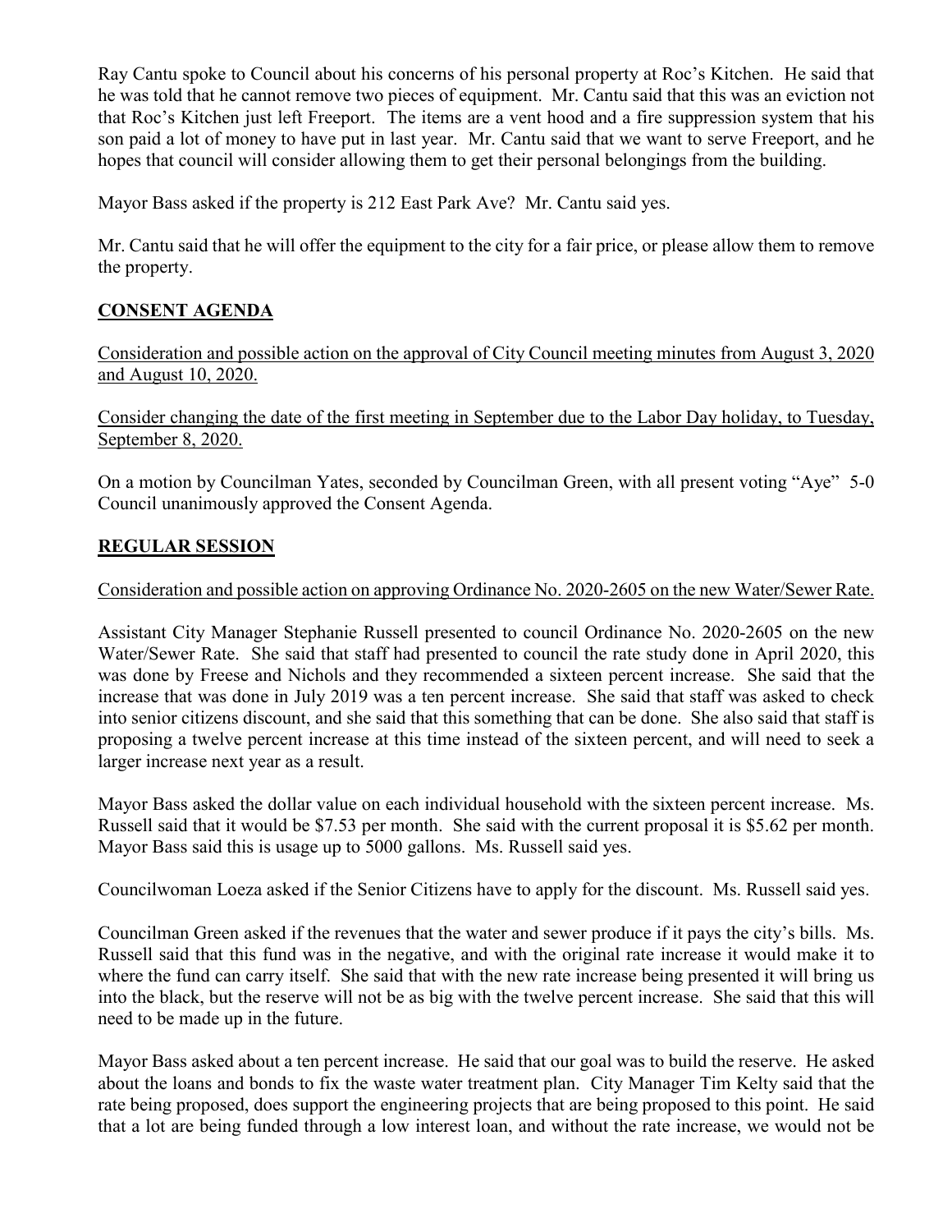Ray Cantu spoke to Council about his concerns of his personal property at Roc's Kitchen. He said that he was told that he cannot remove two pieces of equipment. Mr. Cantu said that this was an eviction not that Roc's Kitchen just left Freeport. The items are a vent hood and a fire suppression system that his son paid a lot of money to have put in last year. Mr. Cantu said that we want to serve Freeport, and he hopes that council will consider allowing them to get their personal belongings from the building.

Mayor Bass asked if the property is 212 East Park Ave? Mr. Cantu said yes.

Mr. Cantu said that he will offer the equipment to the city for a fair price, or please allow them to remove the property.

## **CONSENT AGENDA**

Consideration and possible action on the approval of City Council meeting minutes from August 3, 2020 and August 10, 2020.

Consider changing the date of the first meeting in September due to the Labor Day holiday, to Tuesday, September 8, 2020.

On a motion by Councilman Yates, seconded by Councilman Green, with all present voting "Aye" 5-0 Council unanimously approved the Consent Agenda.

## **REGULAR SESSION**

Consideration and possible action on approving Ordinance No. 2020-2605 on the new Water/Sewer Rate.

Assistant City Manager Stephanie Russell presented to council Ordinance No. 2020-2605 on the new Water/Sewer Rate. She said that staff had presented to council the rate study done in April 2020, this was done by Freese and Nichols and they recommended a sixteen percent increase. She said that the increase that was done in July 2019 was a ten percent increase. She said that staff was asked to check into senior citizens discount, and she said that this something that can be done. She also said that staff is proposing a twelve percent increase at this time instead of the sixteen percent, and will need to seek a larger increase next year as a result.

Mayor Bass asked the dollar value on each individual household with the sixteen percent increase. Ms. Russell said that it would be $7.53 per month. She said with the current proposal it is $5.62 per month. Mayor Bass said this is usage up to 5000 gallons. Ms. Russell said yes.

Councilwoman Loeza asked if the Senior Citizens have to apply for the discount. Ms. Russell said yes.

Councilman Green asked if the revenues that the water and sewer produce if it pays the city's bills. Ms. Russell said that this fund was in the negative, and with the original rate increase it would make it to where the fund can carry itself. She said that with the new rate increase being presented it will bring us into the black, but the reserve will not be as big with the twelve percent increase. She said that this will need to be made up in the future.

Mayor Bass asked about a ten percent increase. He said that our goal was to build the reserve. He asked about the loans and bonds to fix the waste water treatment plan. City Manager Tim Kelty said that the rate being proposed, does support the engineering projects that are being proposed to this point. He said that a lot are being funded through a low interest loan, and without the rate increase, we would not be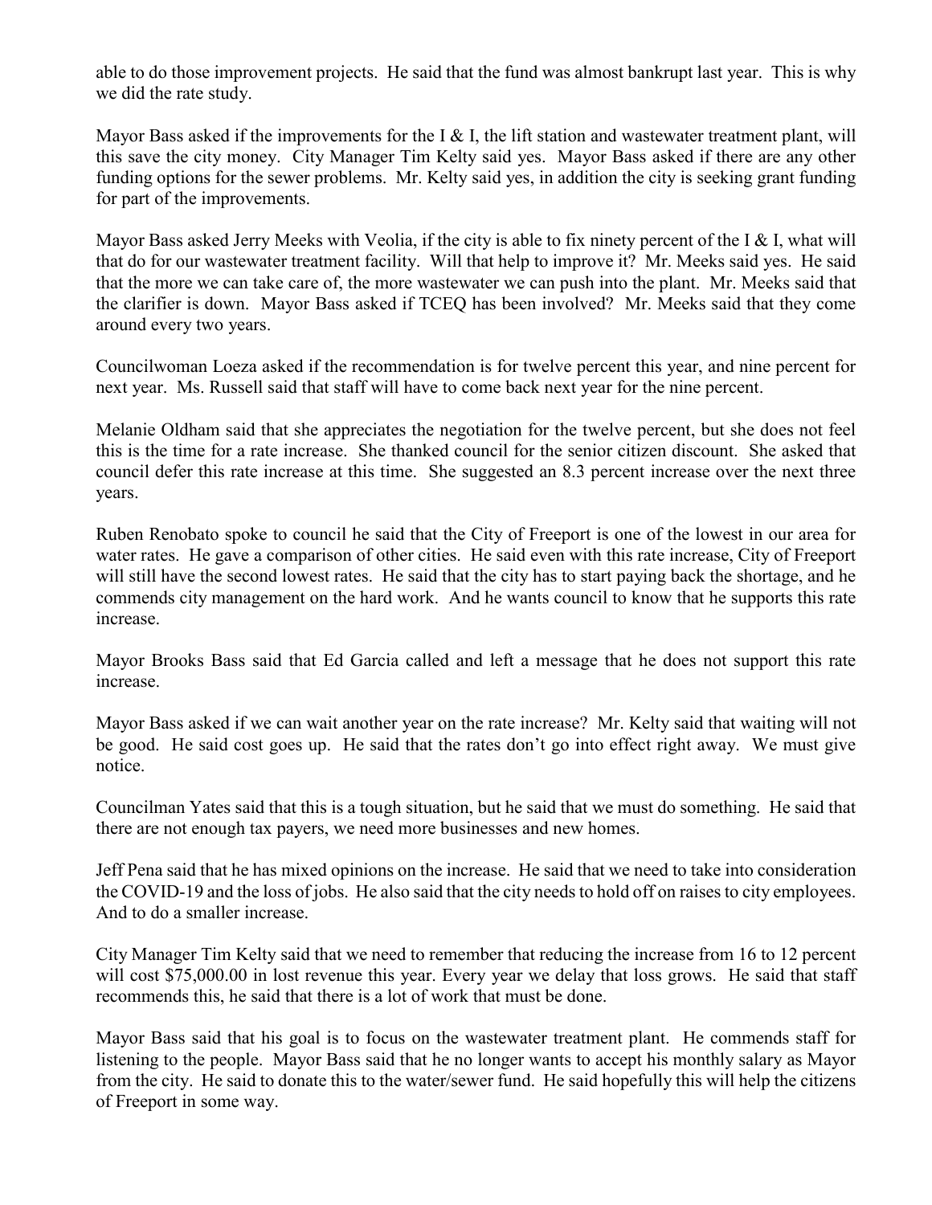able to do those improvement projects. He said that the fund was almost bankrupt last year. This is why we did the rate study.

Mayor Bass asked if the improvements for the I & I, the lift station and wastewater treatment plant, will this save the city money. City Manager Tim Kelty said yes. Mayor Bass asked if there are any other funding options for the sewer problems. Mr. Kelty said yes, in addition the city is seeking grant funding for part of the improvements.

Mayor Bass asked Jerry Meeks with Veolia, if the city is able to fix ninety percent of the I & I, what will that do for our wastewater treatment facility. Will that help to improve it? Mr. Meeks said yes. He said that the more we can take care of, the more wastewater we can push into the plant. Mr. Meeks said that the clarifier is down. Mayor Bass asked if TCEQ has been involved? Mr. Meeks said that they come around every two years.

Councilwoman Loeza asked if the recommendation is for twelve percent this year, and nine percent for next year. Ms. Russell said that staff will have to come back next year for the nine percent.

Melanie Oldham said that she appreciates the negotiation for the twelve percent, but she does not feel this is the time for a rate increase. She thanked council for the senior citizen discount. She asked that council defer this rate increase at this time. She suggested an 8.3 percent increase over the next three years.

Ruben Renobato spoke to council he said that the City of Freeport is one of the lowest in our area for water rates. He gave a comparison of other cities. He said even with this rate increase, City of Freeport will still have the second lowest rates. He said that the city has to start paying back the shortage, and he commends city management on the hard work. And he wants council to know that he supports this rate increase.

Mayor Brooks Bass said that Ed Garcia called and left a message that he does not support this rate increase.

Mayor Bass asked if we can wait another year on the rate increase? Mr. Kelty said that waiting will not be good. He said cost goes up. He said that the rates don't go into effect right away. We must give notice.

Councilman Yates said that this is a tough situation, but he said that we must do something. He said that there are not enough tax payers, we need more businesses and new homes.

Jeff Pena said that he has mixed opinions on the increase. He said that we need to take into consideration the COVID-19 and the loss of jobs. He also said that the city needs to hold off on raises to city employees. And to do a smaller increase.

City Manager Tim Kelty said that we need to remember that reducing the increase from 16 to 12 percent will cost $75,000.00 in lost revenue this year. Every year we delay that loss grows. He said that staff recommends this, he said that there is a lot of work that must be done.

Mayor Bass said that his goal is to focus on the wastewater treatment plant. He commends staff for listening to the people. Mayor Bass said that he no longer wants to accept his monthly salary as Mayor from the city. He said to donate this to the water/sewer fund. He said hopefully this will help the citizens of Freeport in some way.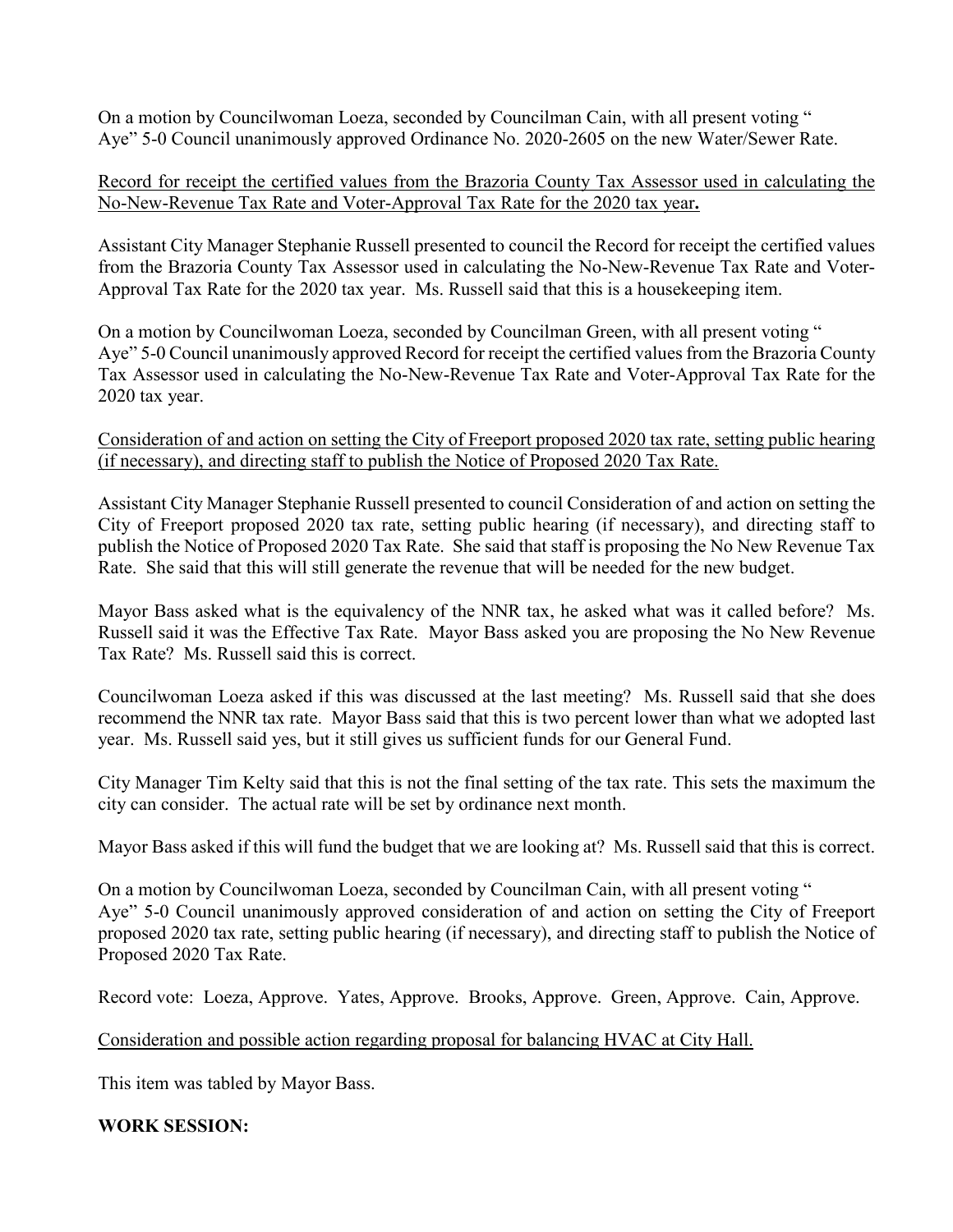On a motion by Councilwoman Loeza, seconded by Councilman Cain, with all present voting " Aye" 5-0 Council unanimously approved Ordinance No. 2020-2605 on the new Water/Sewer Rate.

<u>Record for receipt the certified values from the Brazoria County Tax Assessor used in calculating the No-New-Revenue Tax Rate and Voter-Approval Tax Rate for the 2020 tax year.</u>

Assistant City Manager Stephanie Russell presented to council the Record for receipt the certified values from the Brazoria County Tax Assessor used in calculating the No-New-Revenue Tax Rate and Voter-Approval Tax Rate for the 2020 tax year. Ms. Russell said that this is a housekeeping item.

On a motion by Councilwoman Loeza, seconded by Councilman Green, with all present voting " Aye" 5-0 Council unanimously approved Record for receipt the certified values from the Brazoria County Tax Assessor used in calculating the No-New-Revenue Tax Rate and Voter-Approval Tax Rate for the 2020 tax year.

<u>Consideration of and action on setting the City of Freeport proposed 2020 tax rate, setting public hearing (if necessary), and directing staff to publish the Notice of Proposed 2020 Tax Rate.</u>

Assistant City Manager Stephanie Russell presented to council Consideration of and action on setting the City of Freeport proposed 2020 tax rate, setting public hearing (if necessary), and directing staff to publish the Notice of Proposed 2020 Tax Rate. She said that staff is proposing the No New Revenue Tax Rate. She said that this will still generate the revenue that will be needed for the new budget.

Mayor Bass asked what is the equivalency of the NNR tax, he asked what was it called before? Ms. Russell said it was the Effective Tax Rate. Mayor Bass asked you are proposing the No New Revenue Tax Rate? Ms. Russell said this is correct.

Councilwoman Loeza asked if this was discussed at the last meeting? Ms. Russell said that she does recommend the NNR tax rate. Mayor Bass said that this is two percent lower than what we adopted last year. Ms. Russell said yes, but it still gives us sufficient funds for our General Fund.

City Manager Tim Kelty said that this is not the final setting of the tax rate. This sets the maximum the city can consider. The actual rate will be set by ordinance next month.

Mayor Bass asked if this will fund the budget that we are looking at? Ms. Russell said that this is correct.

On a motion by Councilwoman Loeza, seconded by Councilman Cain, with all present voting " Aye" 5-0 Council unanimously approved consideration of and action on setting the City of Freeport proposed 2020 tax rate, setting public hearing (if necessary), and directing staff to publish the Notice of Proposed 2020 Tax Rate.

Record vote: Loeza, Approve. Yates, Approve. Brooks, Approve. Green, Approve. Cain, Approve.

<u>Consideration and possible action regarding proposal for balancing HVAC at City Hall.</u>

This item was tabled by Mayor Bass.

**WORK SESSION:**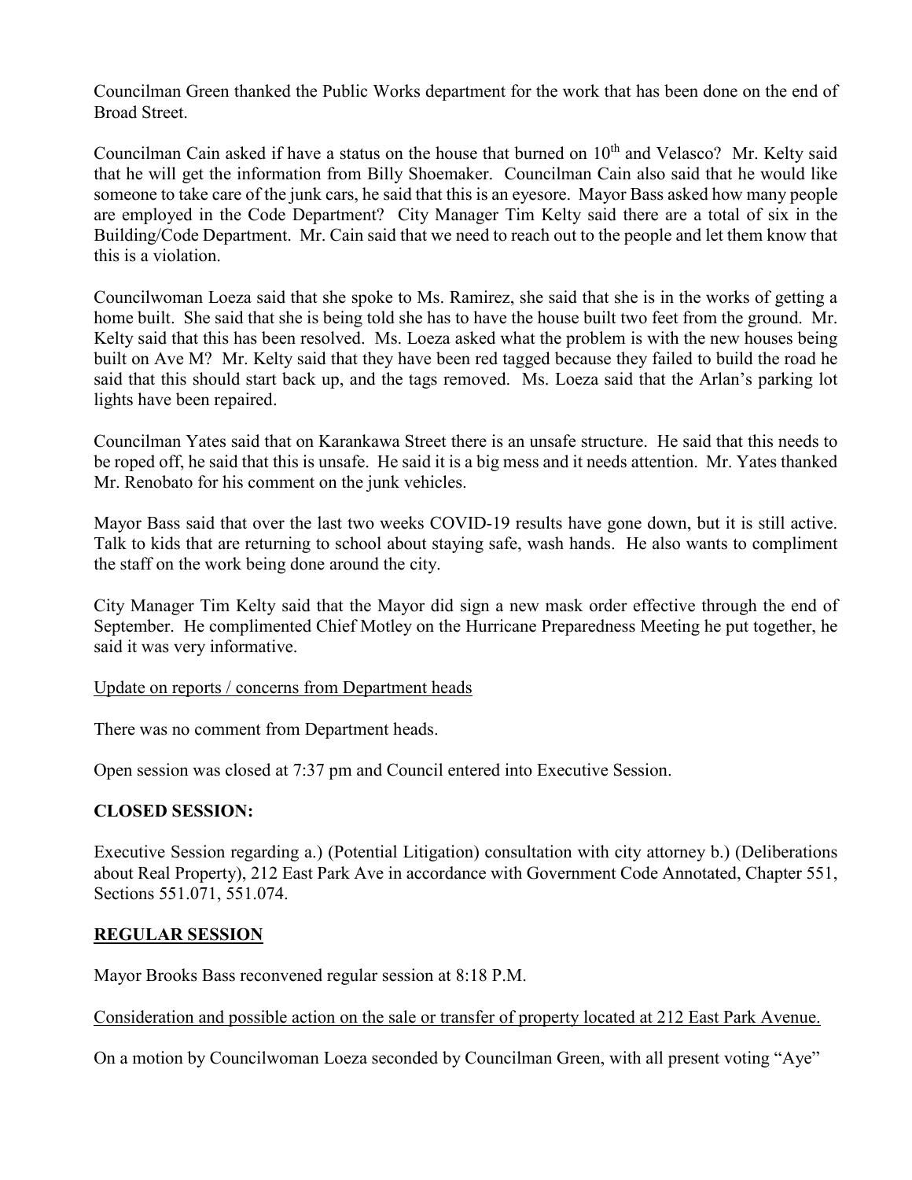Councilman Green thanked the Public Works department for the work that has been done on the end of Broad Street.

Councilman Cain asked if have a status on the house that burned on 10th and Velasco? Mr. Kelty said that he will get the information from Billy Shoemaker. Councilman Cain also said that he would like someone to take care of the junk cars, he said that this is an eyesore. Mayor Bass asked how many people are employed in the Code Department? City Manager Tim Kelty said there are a total of six in the Building/Code Department. Mr. Cain said that we need to reach out to the people and let them know that this is a violation.

Councilwoman Loeza said that she spoke to Ms. Ramirez, she said that she is in the works of getting a home built. She said that she is being told she has to have the house built two feet from the ground. Mr. Kelty said that this has been resolved. Ms. Loeza asked what the problem is with the new houses being built on Ave M? Mr. Kelty said that they have been red tagged because they failed to build the road he said that this should start back up, and the tags removed. Ms. Loeza said that the Arlan's parking lot lights have been repaired.

Councilman Yates said that on Karankawa Street there is an unsafe structure. He said that this needs to be roped off, he said that this is unsafe. He said it is a big mess and it needs attention. Mr. Yates thanked Mr. Renobato for his comment on the junk vehicles.

Mayor Bass said that over the last two weeks COVID-19 results have gone down, but it is still active. Talk to kids that are returning to school about staying safe, wash hands. He also wants to compliment the staff on the work being done around the city.

City Manager Tim Kelty said that the Mayor did sign a new mask order effective through the end of September. He complimented Chief Motley on the Hurricane Preparedness Meeting he put together, he said it was very informative.

Update on reports / concerns from Department heads

There was no comment from Department heads.

Open session was closed at 7:37 pm and Council entered into Executive Session.

**CLOSED SESSION:**

Executive Session regarding a.) (Potential Litigation) consultation with city attorney b.) (Deliberations about Real Property), 212 East Park Ave in accordance with Government Code Annotated, Chapter 551, Sections 551.071, 551.074.

**REGULAR SESSION**

Mayor Brooks Bass reconvened regular session at 8:18 P.M.

Consideration and possible action on the sale or transfer of property located at 212 East Park Avenue.

On a motion by Councilwoman Loeza seconded by Councilman Green, with all present voting "Aye"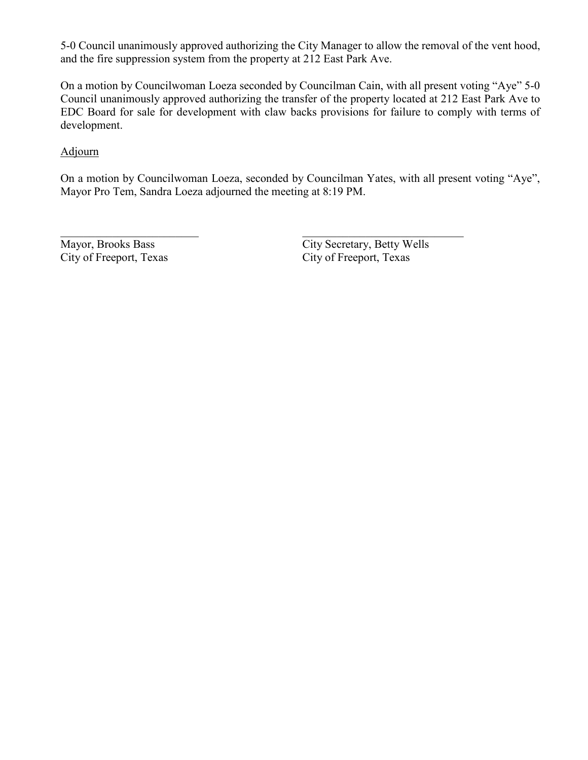5-0 Council unanimously approved authorizing the City Manager to allow the removal of the vent hood, and the fire suppression system from the property at 212 East Park Ave.

On a motion by Councilwoman Loeza seconded by Councilman Cain, with all present voting "Aye" 5-0 Council unanimously approved authorizing the transfer of the property located at 212 East Park Ave to EDC Board for sale for development with claw backs provisions for failure to comply with terms of development.

<u>Adjourn</u>

On a motion by Councilwoman Loeza, seconded by Councilman Yates, with all present voting "Aye", Mayor Pro Tem, Sandra Loeza adjourned the meeting at 8:19 PM.

\_\_\_\_\_\_\_\_\_\_\_\_\_\_\_\_\_\_\_\_\_\_\_\_\_
Mayor, Brooks Bass
City of Freeport, Texas

\_\_\_\_\_\_\_\_\_\_\_\_\_\_\_\_\_\_\_\_\_\_\_\_\_
City Secretary, Betty Wells
City of Freeport, Texas